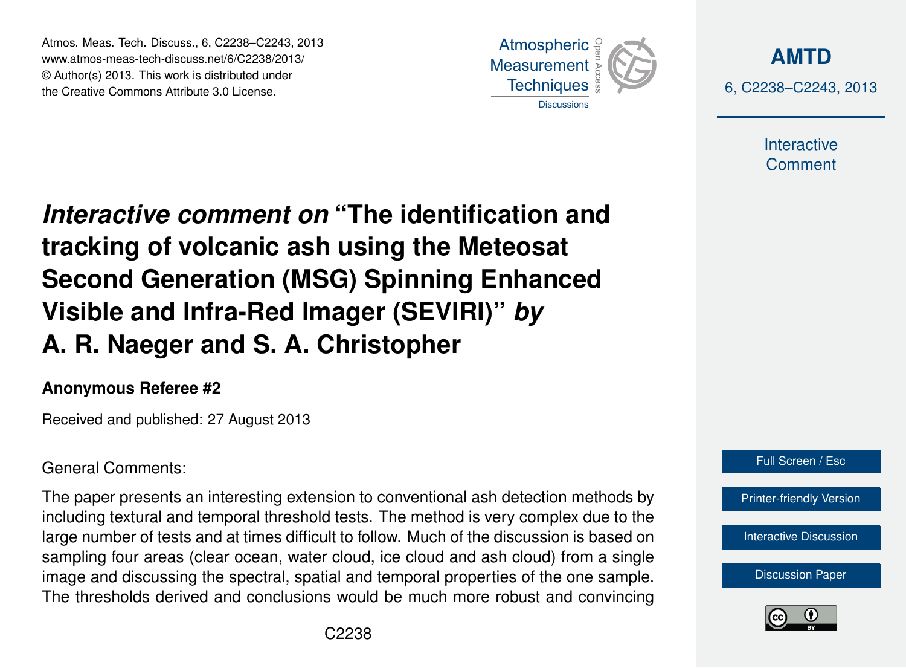# *Interactive comment on* "The identification and tracking of volcanic ash using the Meteosat Second Generation (MSG) Spinning Enhanced Visible and Infra-Red Imager (SEVIRI)" *by* A. R. Naeger and S. A. Christopher

**Anonymous Referee #2**

Received and published: 27 August 2013

General Comments:

The paper presents an interesting extension to conventional ash detection methods by including textural and temporal threshold tests. The method is very complex due to the large number of tests and at times difficult to follow. Much of the discussion is based on sampling four areas (clear ocean, water cloud, ice cloud and ash cloud) from a single image and discussing the spectral, spatial and temporal properties of the one sample. The thresholds derived and conclusions would be much more robust and convincing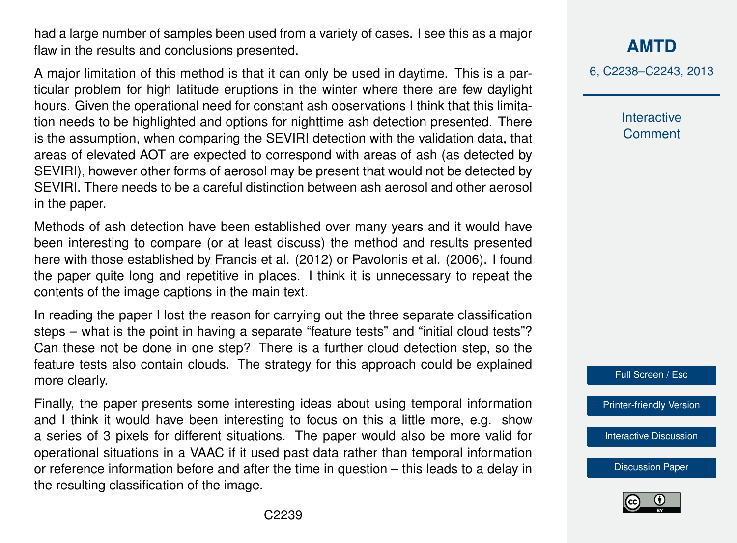had a large number of samples been used from a variety of cases. I see this as a major flaw in the results and conclusions presented.

A major limitation of this method is that it can only be used in daytime. This is a particular problem for high latitude eruptions in the winter where there are few daylight hours. Given the operational need for constant ash observations I think that this limitation needs to be highlighted and options for nighttime ash detection presented. There is the assumption, when comparing the SEVIRI detection with the validation data, that areas of elevated AOT are expected to correspond with areas of ash (as detected by SEVIRI), however other forms of aerosol may be present that would not be detected by SEVIRI. There needs to be a careful distinction between ash aerosol and other aerosol in the paper.

Methods of ash detection have been established over many years and it would have been interesting to compare (or at least discuss) the method and results presented here with those established by Francis et al. (2012) or Pavolonis et al. (2006). I found the paper quite long and repetitive in places. I think it is unnecessary to repeat the contents of the image captions in the main text.

In reading the paper I lost the reason for carrying out the three separate classification steps – what is the point in having a separate "feature tests" and "initial cloud tests"? Can these not be done in one step? There is a further cloud detection step, so the feature tests also contain clouds. The strategy for this approach could be explained more clearly.

Finally, the paper presents some interesting ideas about using temporal information and I think it would have been interesting to focus on this a little more, e.g. show a series of 3 pixels for different situations. The paper would also be more valid for operational situations in a VAAC if it used past data rather than temporal information or reference information before and after the time in question – this leads to a delay in the resulting classification of the image.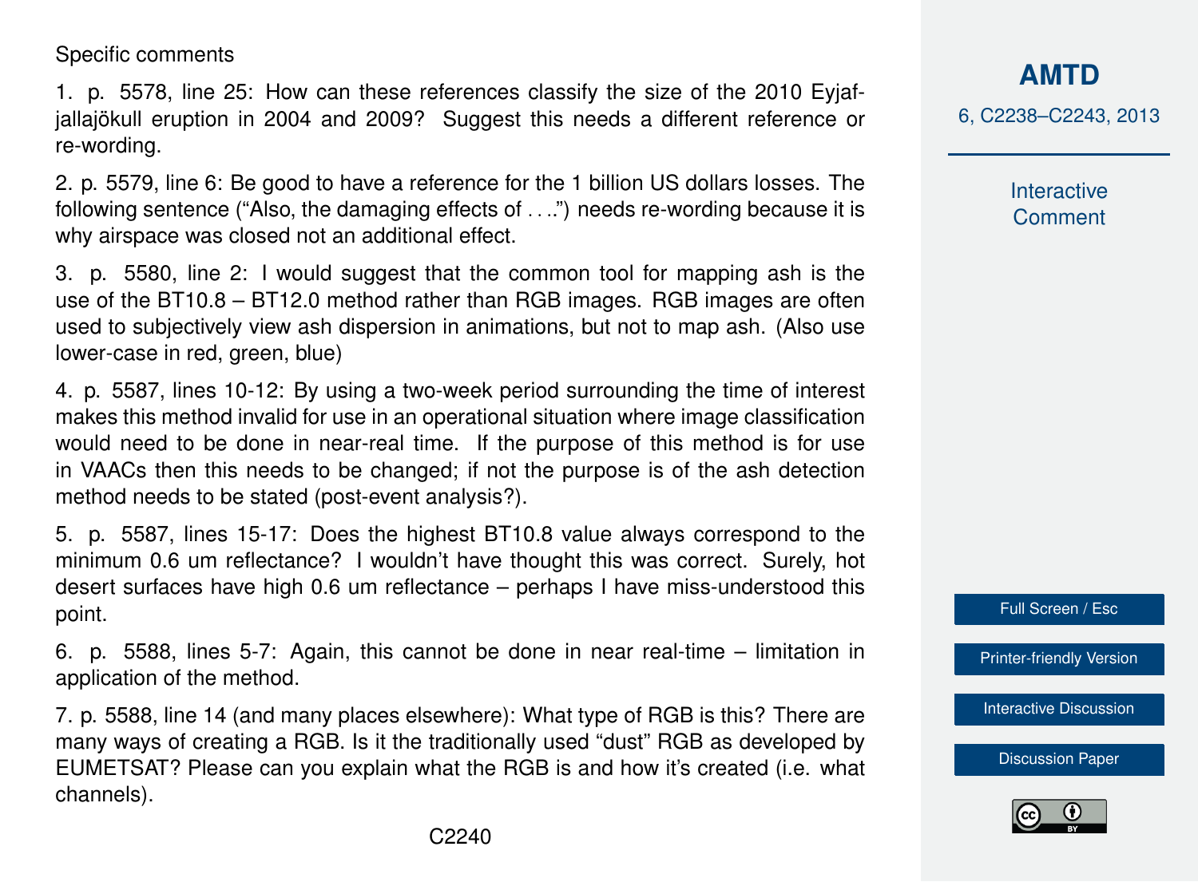Specific comments

1. p. 5578, line 25: How can these references classify the size of the 2010 Eyjafjallajökull eruption in 2004 and 2009? Suggest this needs a different reference or re-wording.

2. p. 5579, line 6: Be good to have a reference for the 1 billion US dollars losses. The following sentence ("Also, the damaging effects of . . ..") needs re-wording because it is why airspace was closed not an additional effect.

3. p. 5580, line 2: I would suggest that the common tool for mapping ash is the use of the BT10.8 – BT12.0 method rather than RGB images. RGB images are often used to subjectively view ash dispersion in animations, but not to map ash. (Also use lower-case in red, green, blue)

4. p. 5587, lines 10-12: By using a two-week period surrounding the time of interest makes this method invalid for use in an operational situation where image classification would need to be done in near-real time. If the purpose of this method is for use in VAACs then this needs to be changed; if not the purpose is of the ash detection method needs to be stated (post-event analysis?).

5. p. 5587, lines 15-17: Does the highest BT10.8 value always correspond to the minimum 0.6 um reflectance? I wouldn't have thought this was correct. Surely, hot desert surfaces have high 0.6 um reflectance – perhaps I have miss-understood this point.

6. p. 5588, lines 5-7: Again, this cannot be done in near real-time – limitation in application of the method.

7. p. 5588, line 14 (and many places elsewhere): What type of RGB is this? There are many ways of creating a RGB. Is it the traditionally used "dust" RGB as developed by EUMETSAT? Please can you explain what the RGB is and how it's created (i.e. what channels).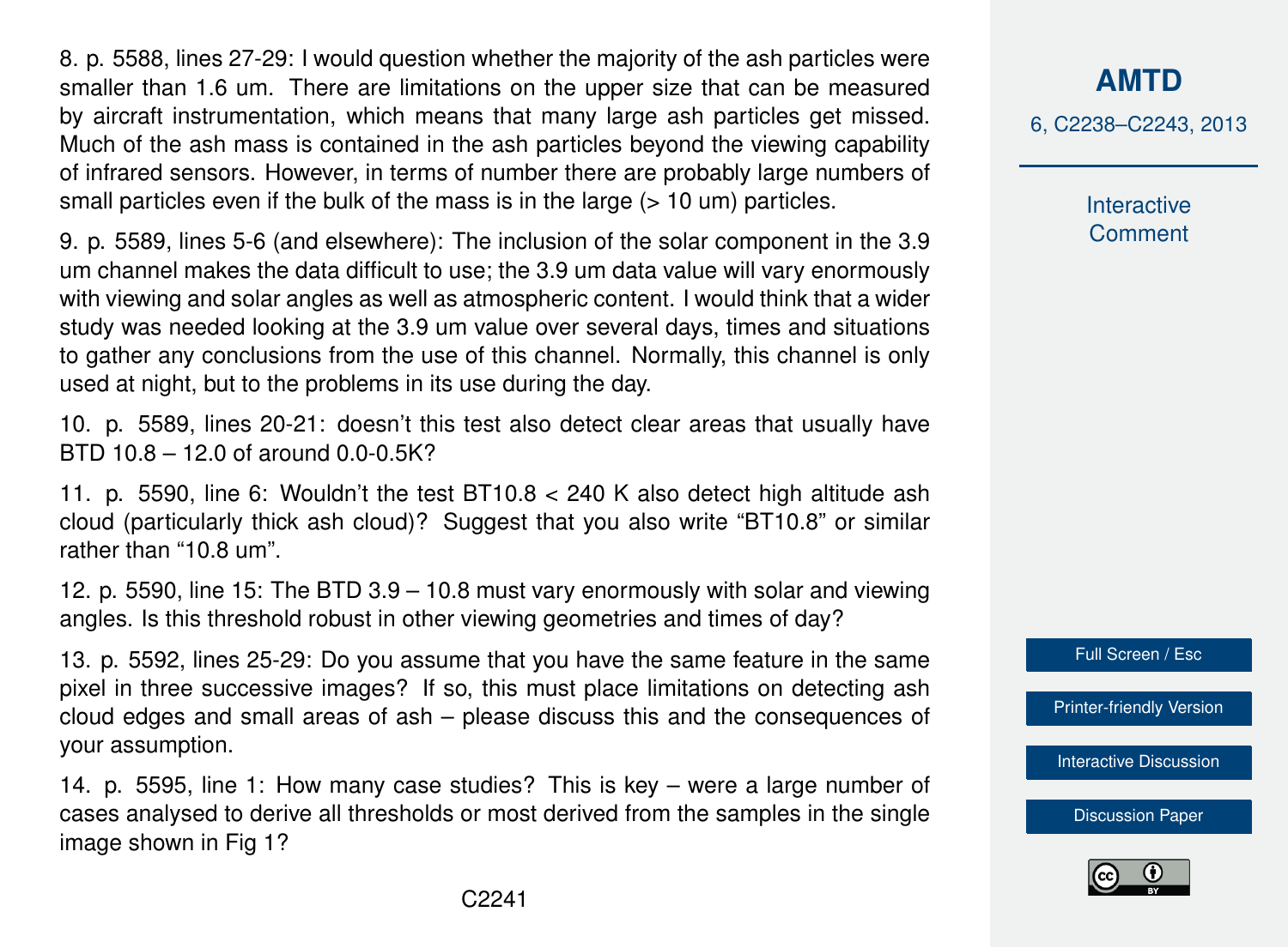8. p. 5588, lines 27-29: I would question whether the majority of the ash particles were smaller than 1.6 um. There are limitations on the upper size that can be measured by aircraft instrumentation, which means that many large ash particles get missed. Much of the ash mass is contained in the ash particles beyond the viewing capability of infrared sensors. However, in terms of number there are probably large numbers of small particles even if the bulk of the mass is in the large (> 10 um) particles.

9. p. 5589, lines 5-6 (and elsewhere): The inclusion of the solar component in the 3.9 um channel makes the data difficult to use; the 3.9 um data value will vary enormously with viewing and solar angles as well as atmospheric content. I would think that a wider study was needed looking at the 3.9 um value over several days, times and situations to gather any conclusions from the use of this channel. Normally, this channel is only used at night, but to the problems in its use during the day.

10. p. 5589, lines 20-21: doesn't this test also detect clear areas that usually have BTD 10.8 – 12.0 of around 0.0-0.5K?

11. p. 5590, line 6: Wouldn't the test BT10.8 < 240 K also detect high altitude ash cloud (particularly thick ash cloud)? Suggest that you also write "BT10.8" or similar rather than "10.8 um".

12. p. 5590, line 15: The BTD 3.9 – 10.8 must vary enormously with solar and viewing angles. Is this threshold robust in other viewing geometries and times of day?

13. p. 5592, lines 25-29: Do you assume that you have the same feature in the same pixel in three successive images? If so, this must place limitations on detecting ash cloud edges and small areas of ash – please discuss this and the consequences of your assumption.

14. p. 5595, line 1: How many case studies? This is key – were a large number of cases analysed to derive all thresholds or most derived from the samples in the single image shown in Fig 1?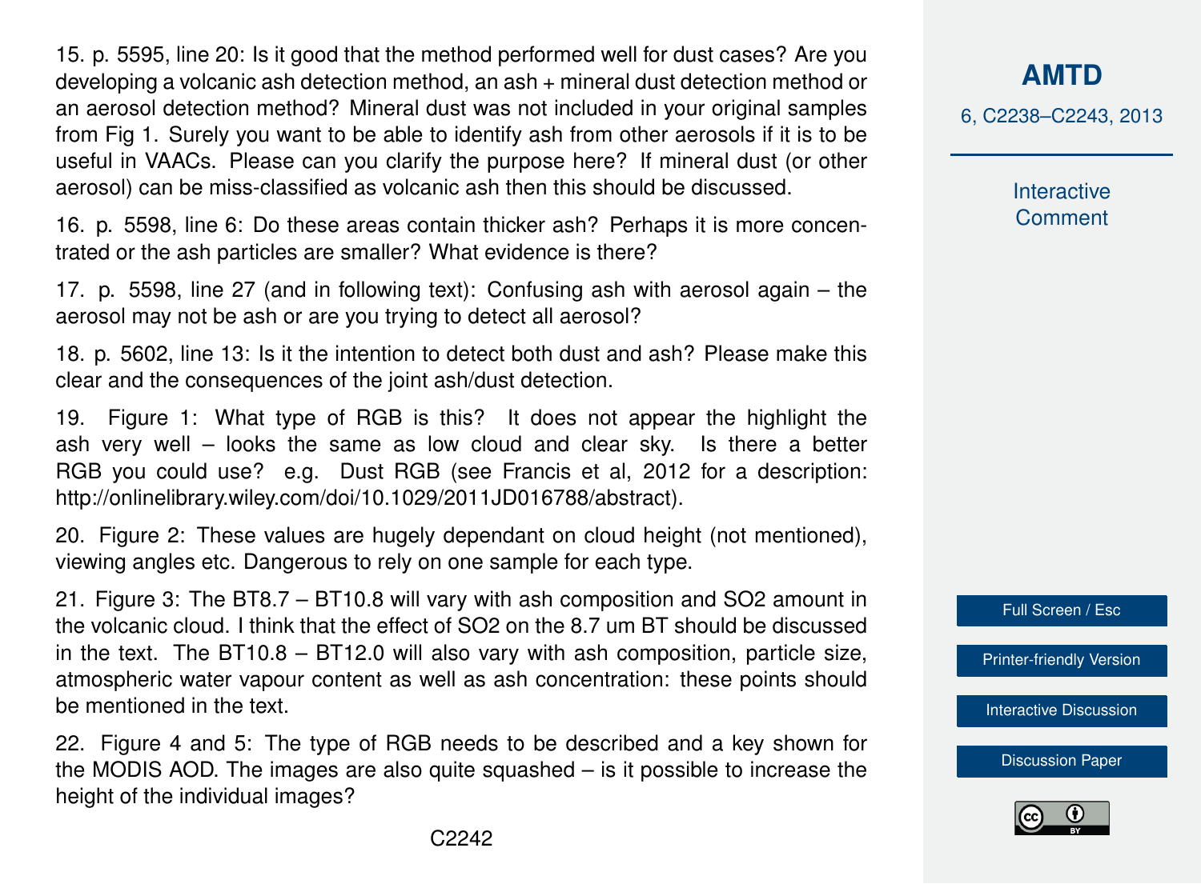15. p. 5595, line 20: Is it good that the method performed well for dust cases? Are you developing a volcanic ash detection method, an ash + mineral dust detection method or an aerosol detection method? Mineral dust was not included in your original samples from Fig 1. Surely you want to be able to identify ash from other aerosols if it is to be useful in VAACs. Please can you clarify the purpose here? If mineral dust (or other aerosol) can be miss-classified as volcanic ash then this should be discussed.

16. p. 5598, line 6: Do these areas contain thicker ash? Perhaps it is more concentrated or the ash particles are smaller? What evidence is there?

17. p. 5598, line 27 (and in following text): Confusing ash with aerosol again – the aerosol may not be ash or are you trying to detect all aerosol?

18. p. 5602, line 13: Is it the intention to detect both dust and ash? Please make this clear and the consequences of the joint ash/dust detection.

19. Figure 1: What type of RGB is this? It does not appear the highlight the ash very well – looks the same as low cloud and clear sky. Is there a better RGB you could use? e.g. Dust RGB (see Francis et al, 2012 for a description: http://onlinelibrary.wiley.com/doi/10.1029/2011JD016788/abstract).

20. Figure 2: These values are hugely dependant on cloud height (not mentioned), viewing angles etc. Dangerous to rely on one sample for each type.

21. Figure 3: The BT8.7 – BT10.8 will vary with ash composition and $SO_2$ amount in the volcanic cloud. I think that the effect of $SO_2$ on the 8.7 um BT should be discussed in the text. The BT10.8 – BT12.0 will also vary with ash composition, particle size, atmospheric water vapour content as well as ash concentration: these points should be mentioned in the text.

22. Figure 4 and 5: The type of RGB needs to be described and a key shown for the MODIS AOD. The images are also quite squashed – is it possible to increase the height of the individual images?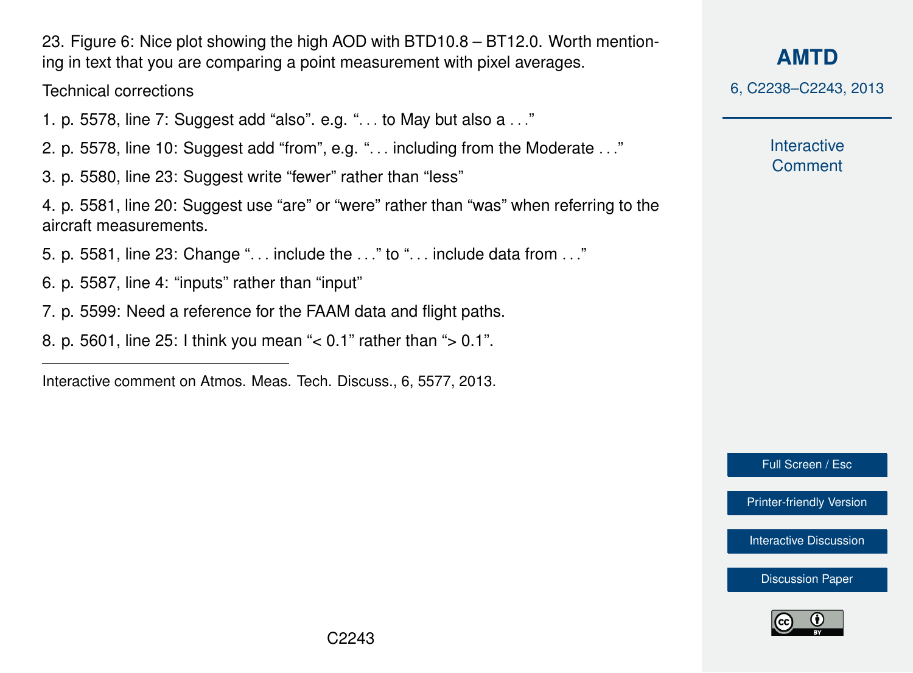23. Figure 6: Nice plot showing the high AOD with BTD10.8 – BT12.0. Worth mentioning in text that you are comparing a point measurement with pixel averages.

Technical corrections

1. p. 5578, line 7: Suggest add "also". e.g. ". . . to May but also a . . ."
2. p. 5578, line 10: Suggest add "from", e.g. ". . . including from the Moderate . . ."
3. p. 5580, line 23: Suggest write "fewer" rather than "less"
4. p. 5581, line 20: Suggest use "are" or "were" rather than "was" when referring to the aircraft measurements.
5. p. 5581, line 23: Change ". . . include the . . ." to ". . . include data from . . ."
6. p. 5587, line 4: "inputs" rather than "input"
7. p. 5599: Need a reference for the FAAM data and flight paths.
8. p. 5601, line 25: I think you mean "< 0.1" rather than "> 0.1".

---

Interactive comment on Atmos. Meas. Tech. Discuss., 6, 5577, 2013.